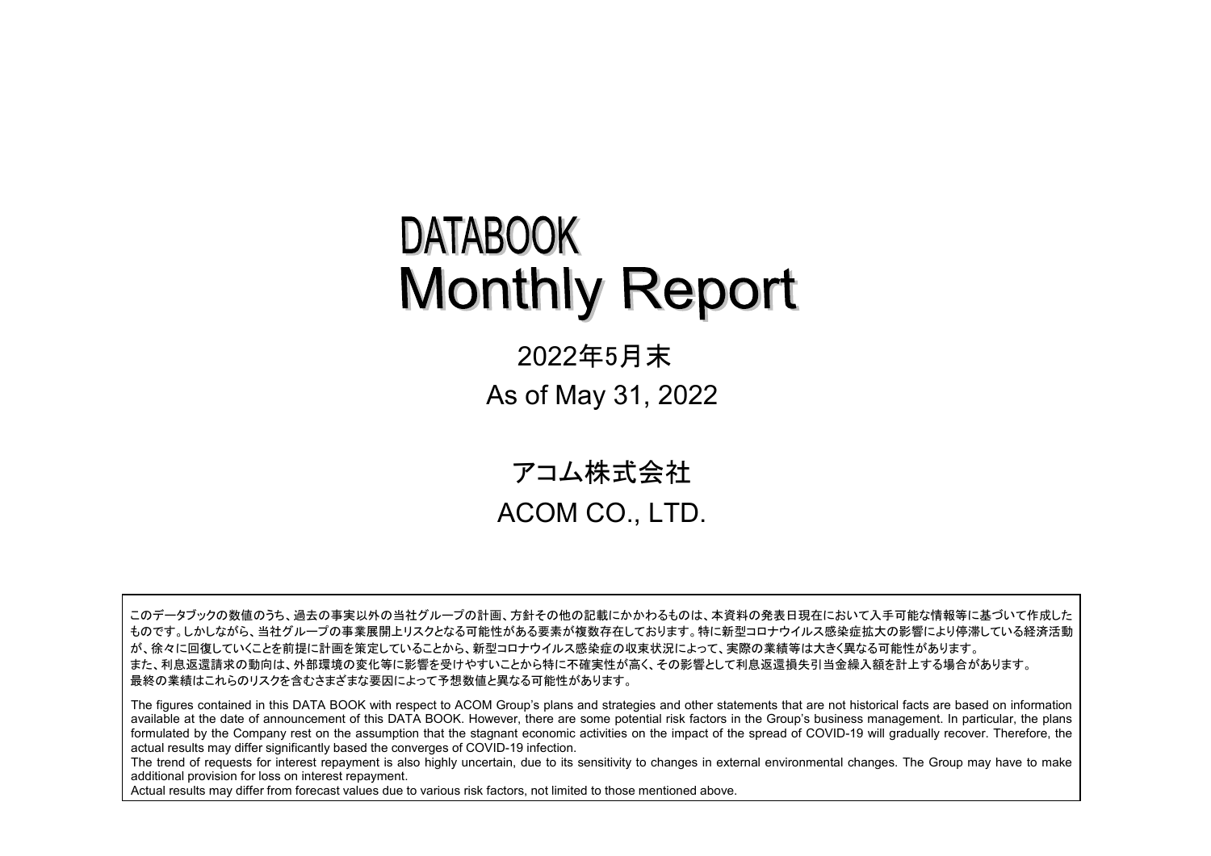# DATABOOK
# Monthly Report

2022年5月末

As of May 31, 2022

アコム株式会社

ACOM CO., LTD.

このデータブックの数値のうち、過去の事実以外の当社グループの計画、方針その他の記載にかかわるものは、本資料の発表日現在において入手可能な情報等に基づいて作成したものです。しかしながら、当社グループの事業展開上リスクとなる可能性がある要素が複数存在しております。特に新型コロナウイルス感染症拡大の影響により停滞している経済活動が、徐々に回復していくことを前提に計画を策定していることから、新型コロナウイルス感染症の収束状況によって、実際の業績等は大きく異なる可能性があります。
また、利息返還請求の動向は、外部環境の変化等に影響を受けやすいことから特に不確実性が高く、その影響として利息返還損失引当金繰入額を計上する場合があります。
最終の業績はこれらのリスクを含むさまざまな要因によって予想数値と異なる可能性があります。

The figures contained in this DATA BOOK with respect to ACOM Group's plans and strategies and other statements that are not historical facts are based on information available at the date of announcement of this DATA BOOK. However, there are some potential risk factors in the Group's business management. In particular, the plans formulated by the Company rest on the assumption that the stagnant economic activities on the impact of the spread of COVID-19 will gradually recover. Therefore, the actual results may differ significantly based the converges of COVID-19 infection.
The trend of requests for interest repayment is also highly uncertain, due to its sensitivity to changes in external environmental changes. The Group may have to make additional provision for loss on interest repayment.
Actual results may differ from forecast values due to various risk factors, not limited to those mentioned above.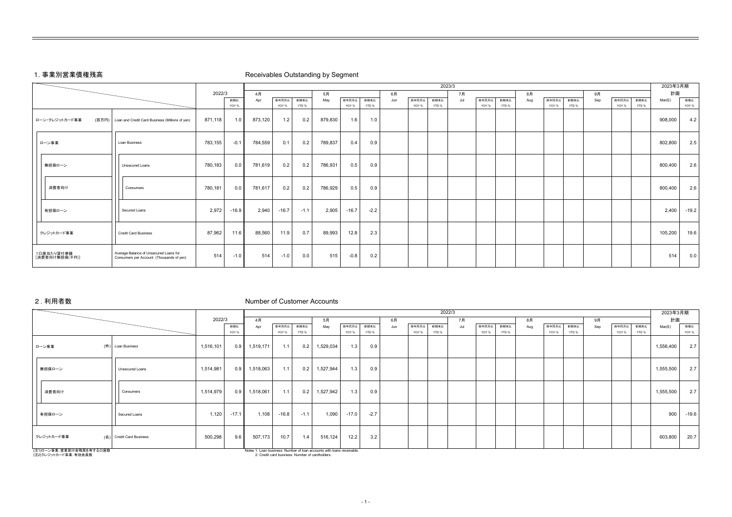## 1. 事業別営業債権残高　Receivables Outstanding by Segment

| | | 2022/3 | | 2023/3 | | | | | | | | | | | | | | | | | | 2023年3月期 計画 | |
|---|---|---|---|---|---|---|---|---|---|---|---|---|---|---|---|---|---|---|---|---|---|---|---|
| | | | 前期比 YOY % | 4月 Apr | 前年同月比 YOY % | 前期末比 YTD % | 5月 May | 前年同月比 YOY % | 前期末比 YTD % | 6月 Jun | 前年同月比 YOY % | 前期末比 YTD % | 7月 Jul | 前年同月比 YOY % | 前期末比 YTD % | 8月 Aug | 前年同月比 YOY % | 前期末比 YTD % | 9月 Sep | 前年同月比 YOY % | 前期末比 YTD % | Mar(E) | 前期比 YOY % |
| ローン・クレジットカード事業 (百万円) | Loan and Credit Card Business (Millions of yen) | 871,118 | 1.0 | 873,120 | 1.2 | 0.2 | 879,830 | 1.6 | 1.0 | | | | | | | | | | | | | 908,000 | 4.2 |
| ローン事業 | Loan Business | 783,155 | -0.1 | 784,559 | 0.1 | 0.2 | 789,837 | 0.4 | 0.9 | | | | | | | | | | | | | 802,800 | 2.5 |
| 無担保ローン | Unsecured Loans | 780,183 | 0.0 | 781,619 | 0.2 | 0.2 | 786,931 | 0.5 | 0.9 | | | | | | | | | | | | | 800,400 | 2.6 |
| 消費者向け | Consumers | 780,181 | 0.0 | 781,617 | 0.2 | 0.2 | 786,929 | 0.5 | 0.9 | | | | | | | | | | | | | 800,400 | 2.6 |
| 有担保ローン | Secured Loans | 2,972 | -16.9 | 2,940 | -16.7 | -1.1 | 2,905 | -16.7 | -2.2 | | | | | | | | | | | | | 2,400 | -19.2 |
| クレジットカード事業 | Credit Card Business | 87,962 | 11.6 | 88,560 | 11.9 | 0.7 | 89,993 | 12.8 | 2.3 | | | | | | | | | | | | | 105,200 | 19.6 |
| 1口座当たり貸付単価 [消費者向け無担保(千円)] | Average Balance of Unsecured Loans for Consumers per Account (Thousands of yen) | 514 | -1.0 | 514 | -1.0 | 0.0 | 515 | -0.8 | 0.2 | | | | | | | | | | | | | 514 | 0.0 |

## 2. 利用者数　Number of Customer Accounts

| | | 2022/3 | | 2022/3 | | | | | | | | | | | | | | | | | | 2023年3月期 計画 | |
|---|---|---|---|---|---|---|---|---|---|---|---|---|---|---|---|---|---|---|---|---|---|---|---|
| | | | 前期比 YOY % | 4月 Apr | 前年同月比 YOY % | 前期末比 YTD % | 5月 May | 前年同月比 YOY % | 前期末比 YTD % | 6月 Jun | 前年同月比 YOY % | 前期末比 YTD % | 7月 Jul | 前年同月比 YOY % | 前期末比 YTD % | 8月 Aug | 前年同月比 YOY % | 前期末比 YTD % | 9月 Sep | 前年同月比 YOY % | 前期末比 YTD % | Mar(E) | 前期比 YOY % |
| ローン事業 (件) | Loan Business | 1,516,101 | 0.9 | 1,519,171 | 1.1 | 0.2 | 1,529,034 | 1.3 | 0.9 | | | | | | | | | | | | | 1,556,400 | 2.7 |
| 無担保ローン | Unsecured Loans | 1,514,981 | 0.9 | 1,518,063 | 1.1 | 0.2 | 1,527,944 | 1.3 | 0.9 | | | | | | | | | | | | | 1,555,500 | 2.7 |
| 消費者向け | Consumers | 1,514,979 | 0.9 | 1,518,061 | 1.1 | 0.2 | 1,527,942 | 1.3 | 0.9 | | | | | | | | | | | | | 1,555,500 | 2.7 |
| 有担保ローン | Secured Loans | 1,120 | -17.1 | 1,108 | -16.8 | -1.1 | 1,090 | -17.0 | -2.7 | | | | | | | | | | | | | 900 | -19.6 |
| クレジットカード事業 (名) | Credit Card Business | 500,298 | 9.6 | 507,173 | 10.7 | 1.4 | 516,124 | 12.2 | 3.2 | | | | | | | | | | | | | 603,800 | 20.7 |

(注1)ローン事業：営業貸付金残高を有する口座数
(注2)クレジットカード事業：有効会員数

Notes 1: Loan business: Number of loan accounts with loans receivable.
2: Credit card business: Number of cardholders.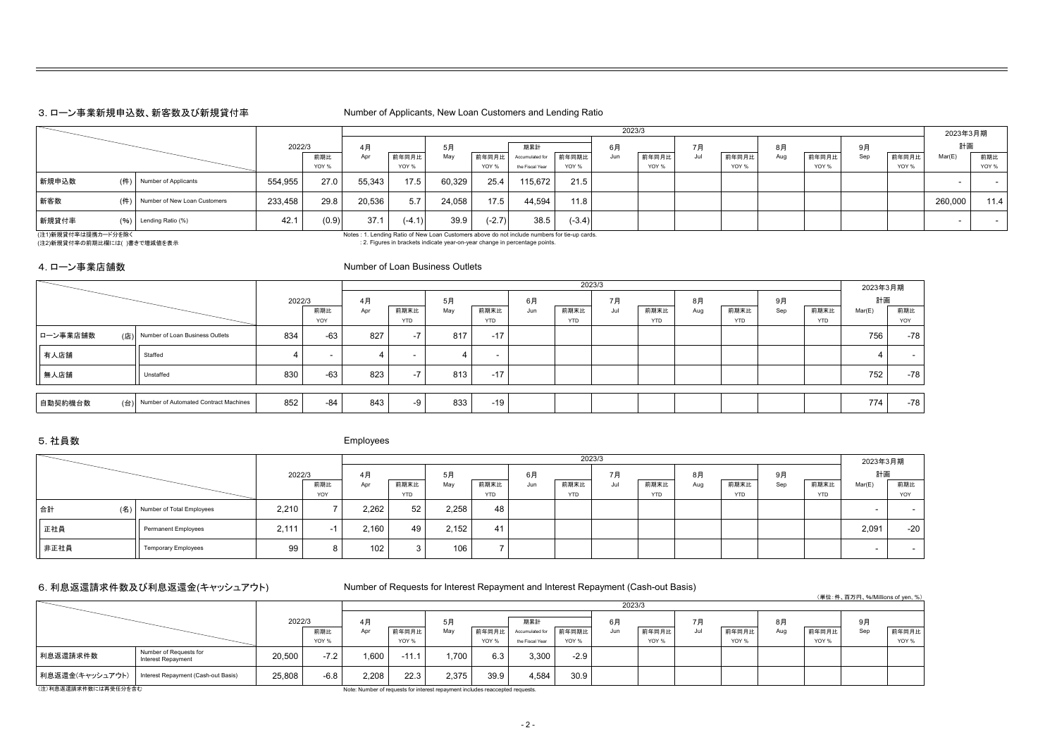## 3. ローン事業新規申込数、新客数及び新規貸付率

Number of Applicants, New Loan Customers and Lending Ratio

| | | 2022/3 | | 2023/3 | | | | | | | | | | | | | | | | 2023年3月期 計画 | |
|---|---|---|---|---|---|---|---|---|---|---|---|---|---|---|---|---|---|---|---|---|---|
| | | | 前期比 YOY % | 4月 Apr | 前年同月比 YOY % | 5月 May | 前年同月比 YOY % | 期累計 Accumulated for the Fiscal Year | 前年同期比 YOY % | 6月 Jun | 前年同月比 YOY % | 7月 Jul | 前年同月比 YOY % | 8月 Aug | 前年同月比 YOY % | 9月 Sep | 前年同月比 YOY % | | | Mar(E) | 前期比 YOY % |
| 新規申込数 (件) | Number of Applicants | 554,955 | 27.0 | 55,343 | 17.5 | 60,329 | 25.4 | 115,672 | 21.5 | | | | | | | | | | | - | - |
| 新客数 (件) | Number of New Loan Customers | 233,458 | 29.8 | 20,536 | 5.7 | 24,058 | 17.5 | 44,594 | 11.8 | | | | | | | | | | | 260,000 | 11.4 |
| 新規貸付率 (%) | Lending Ratio (%) | 42.1 | (0.9) | 37.1 | (-4.1) | 39.9 | (-2.7) | 38.5 | (-3.4) | | | | | | | | | | | - | - |

(注1)新規貸付率は提携カード分を除く
(注2)新規貸付率の前期比欄には( )書きで増減値を表示

Notes : 1. Lending Ratio of New Loan Customers above do not include numbers for tie-up cards.
: 2. Figures in brackets indicate year-on-year change in percentage points.

## 4. ローン事業店舗数

Number of Loan Business Outlets

| | | 2022/3 | | 2023/3 | | | | | | | | | | | | 2023年3月期 計画 | |
|---|---|---|---|---|---|---|---|---|---|---|---|---|---|---|---|---|---|
| | | | 前期比 YOY | 4月 Apr | 前期末比 YTD | 5月 May | 前期末比 YTD | 6月 Jun | 前期末比 YTD | 7月 Jul | 前期末比 YTD | 8月 Aug | 前期末比 YTD | 9月 Sep | 前期末比 YTD | Mar(E) | 前期比 YOY |
| ローン事業店舗数 (店) | Number of Loan Business Outlets | 834 | -63 | 827 | -7 | 817 | -17 | | | | | | | | | 756 | -78 |
| 有人店舗 | Staffed | 4 | - | 4 | - | 4 | - | | | | | | | | | 4 | - |
| 無人店舗 | Unstaffed | 830 | -63 | 823 | -7 | 813 | -17 | | | | | | | | | 752 | -78 |
| 自動契約機台数 (台) | Number of Automated Contract Machines | 852 | -84 | 843 | -9 | 833 | -19 | | | | | | | | | 774 | -78 |

## 5. 社員数

Employees

| | | 2022/3 | | 2023/3 | | | | | | | | | | | | 2023年3月期 計画 | |
|---|---|---|---|---|---|---|---|---|---|---|---|---|---|---|---|---|---|
| | | | 前期比 YOY | 4月 Apr | 前期末比 YTD | 5月 May | 前期末比 YTD | 6月 Jun | 前期末比 YTD | 7月 Jul | 前期末比 YTD | 8月 Aug | 前期末比 YTD | 9月 Sep | 前期末比 YTD | Mar(E) | 前期比 YOY |
| 合計 (名) | Number of Total Employees | 2,210 | 7 | 2,262 | 52 | 2,258 | 48 | | | | | | | | | - | - |
| 正社員 | Permanent Employees | 2,111 | -1 | 2,160 | 49 | 2,152 | 41 | | | | | | | | | 2,091 | -20 |
| 非正社員 | Temporary Employees | 99 | 8 | 102 | 3 | 106 | 7 | | | | | | | | | - | - |

## 6. 利息返還請求件数及び利息返還金(キャッシュアウト)

Number of Requests for Interest Repayment and Interest Repayment (Cash-out Basis)

（単位：件、百万円、%/Millions of yen, %）

| | | 2022/3 | | 2023/3 | | | | | | | | | | | | | | | |
|---|---|---|---|---|---|---|---|---|---|---|---|---|---|---|---|---|---|---|---|
| | | | 前期比 YOY % | 4月 Apr | 前年同月比 YOY % | 5月 May | 前年同月比 YOY % | 期累計 Accumulated for the Fiscal Year | 前年同期比 YOY % | 6月 Jun | 前年同月比 YOY % | 7月 Jul | 前年同月比 YOY % | 8月 Aug | 前年同月比 YOY % | 9月 Sep | 前年同月比 YOY % | | |
| 利息返還請求件数 | Number of Requests for Interest Repayment | 20,500 | -7.2 | 1,600 | -11.1 | 1,700 | 6.3 | 3,300 | -2.9 | | | | | | | | | | |
| 利息返還金(キャッシュアウト) | Interest Repayment (Cash-out Basis) | 25,808 | -6.8 | 2,208 | 22.3 | 2,375 | 39.9 | 4,584 | 30.9 | | | | | | | | | | |

(注)利息返還請求件数には再受任分を含む

Note: Number of requests for interest repayment includes reaccepted requests.